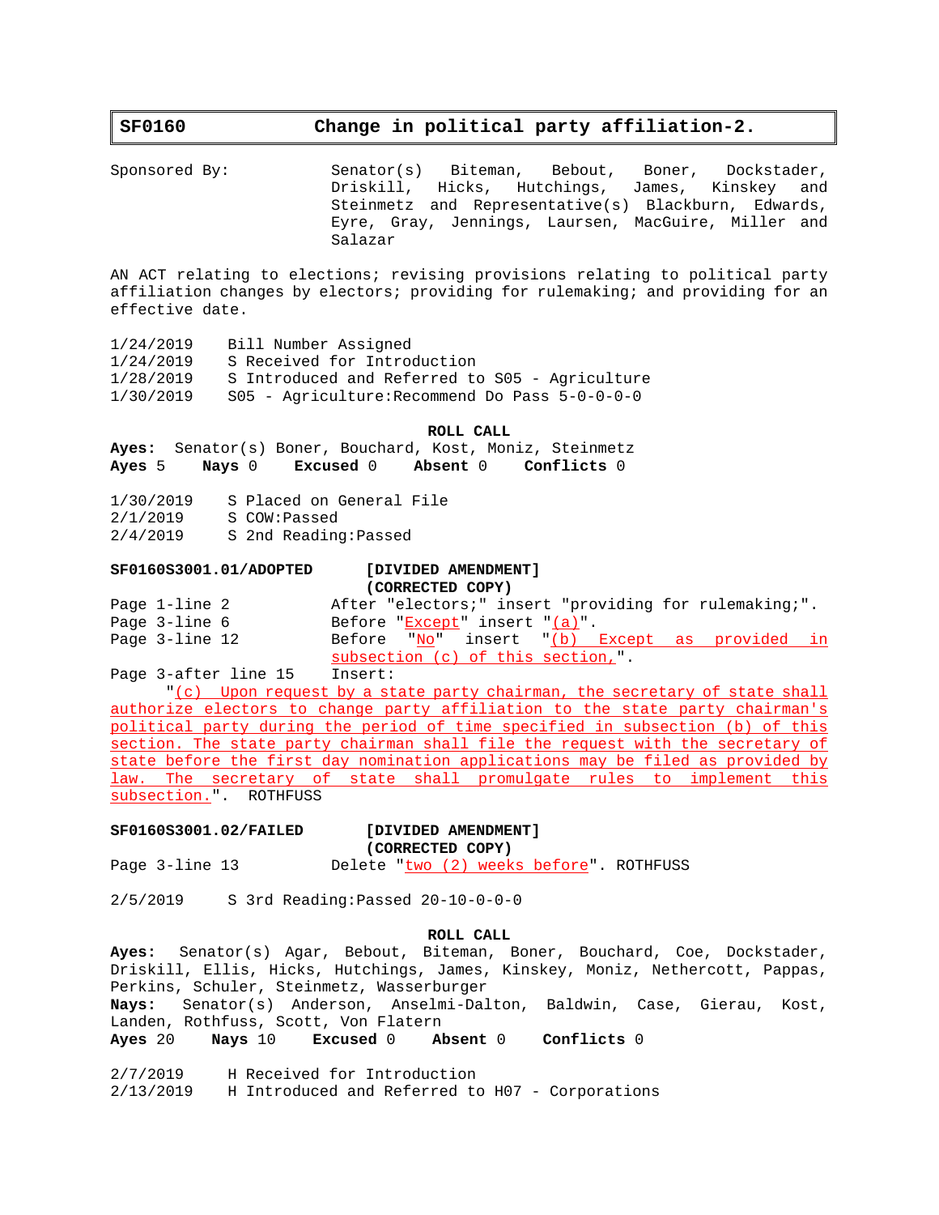# SF0160 Change in political party affiliation-2.

Sponsored By: Senator(s) Biteman, Bebout, Boner, Dockstader, Driskill, Hicks, Hutchings, James, Kinskey and Steinmetz and Representative(s) Blackburn, Edwards, Eyre, Gray, Jennings, Laursen, MacGuire, Miller and Salazar

AN ACT relating to elections; revising provisions relating to political party affiliation changes by electors; providing for rulemaking; and providing for an effective date.

| | |
|---|---|
| 1/24/2019 | Bill Number Assigned |
| 1/24/2019 | S Received for Introduction |
| 1/28/2019 | S Introduced and Referred to S05 - Agriculture |
| 1/30/2019 | S05 - Agriculture:Recommend Do Pass 5-0-0-0-0 |

**ROLL CALL**

**Ayes:** Senator(s) Boner, Bouchard, Kost, Moniz, Steinmetz

**Ayes** 5 **Nays** 0 **Excused** 0 **Absent** 0 **Conflicts** 0

| | |
|---|---|
| 1/30/2019 | S Placed on General File |
| 2/1/2019 | S COW:Passed |
| 2/4/2019 | S 2nd Reading:Passed |

**SF0160S3001.01/ADOPTED** **[DIVIDED AMENDMENT]**
**(CORRECTED COPY)**

Page 1-line 2 After "electors;" insert "providing for rulemaking;".

Page 3-line 6 Before "Except" insert "(a)".

Page 3-line 12 Before "No" insert "(b) Except as provided in subsection (c) of this section,".

Page 3-after line 15 Insert:

"(c) Upon request by a state party chairman, the secretary of state shall authorize electors to change party affiliation to the state party chairman's political party during the period of time specified in subsection (b) of this section. The state party chairman shall file the request with the secretary of state before the first day nomination applications may be filed as provided by law. The secretary of state shall promulgate rules to implement this subsection.". ROTHFUSS

**SF0160S3001.02/FAILED** **[DIVIDED AMENDMENT]**
**(CORRECTED COPY)**

Page 3-line 13 Delete "two (2) weeks before". ROTHFUSS

2/5/2019 S 3rd Reading:Passed 20-10-0-0-0

**ROLL CALL**

**Ayes:** Senator(s) Agar, Bebout, Biteman, Boner, Bouchard, Coe, Dockstader, Driskill, Ellis, Hicks, Hutchings, James, Kinskey, Moniz, Nethercott, Pappas, Perkins, Schuler, Steinmetz, Wasserburger

**Nays:** Senator(s) Anderson, Anselmi-Dalton, Baldwin, Case, Gierau, Kost, Landen, Rothfuss, Scott, Von Flatern

**Ayes** 20 **Nays** 10 **Excused** 0 **Absent** 0 **Conflicts** 0

| | |
|---|---|
| 2/7/2019 | H Received for Introduction |
| 2/13/2019 | H Introduced and Referred to H07 - Corporations |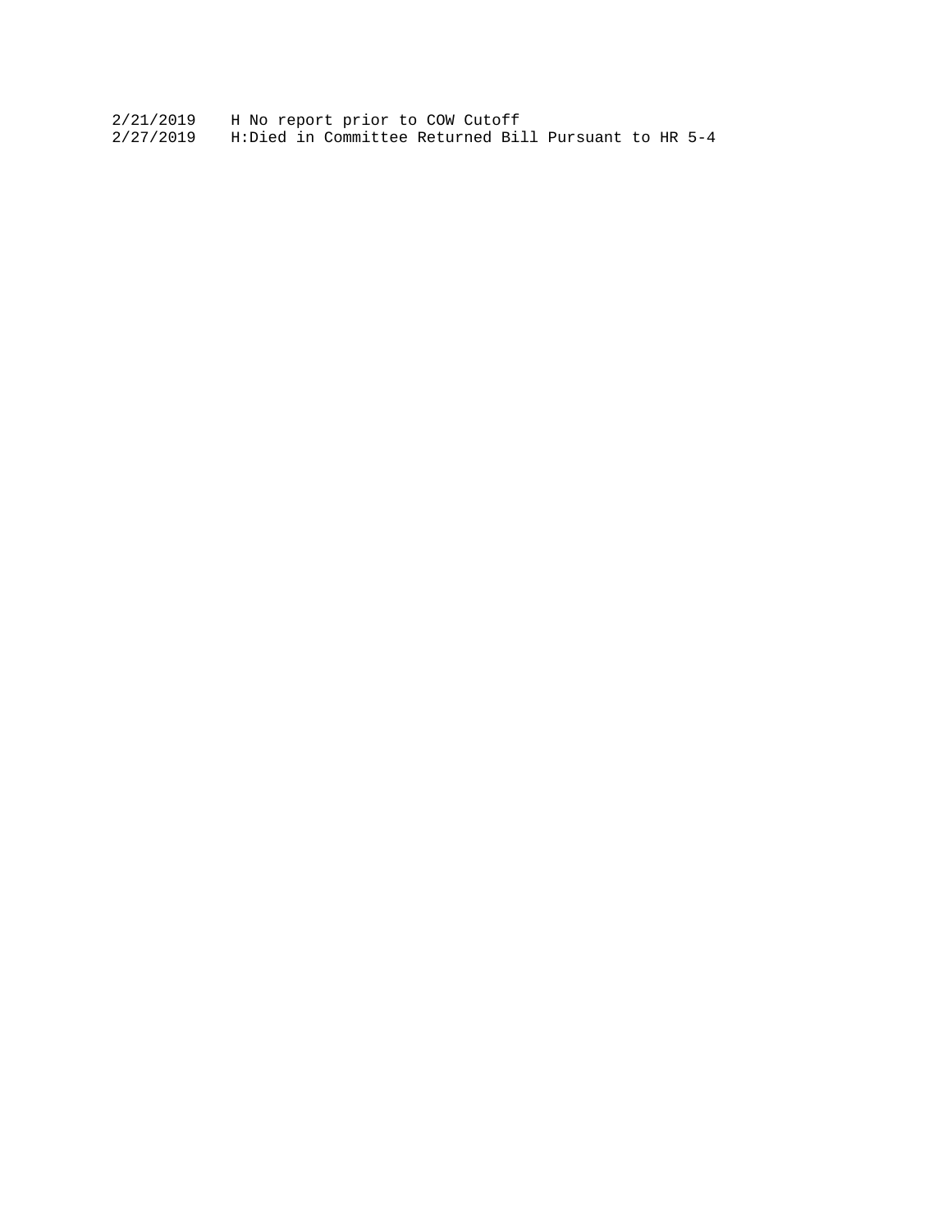| | |
|---|---|
| 2/21/2019 | H No report prior to COW Cutoff |
| 2/27/2019 | H:Died in Committee Returned Bill Pursuant to HR 5-4 |